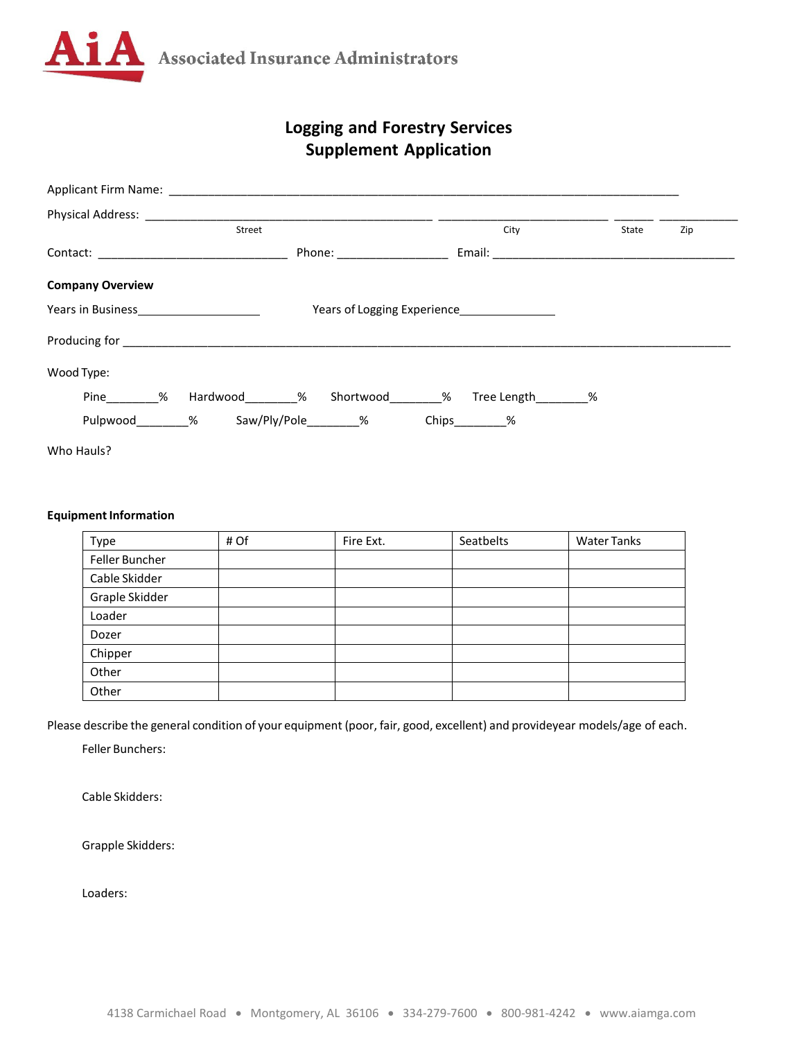AiA Associated Insurance Administrators

# Logging and Forestry Services
# Supplement Application

Applicant Firm Name: ______________________________________________________________________________

Physical Address: ____________________________________________ __________________________ ______ ____________
Street City State Zip

Contact: _____________________________ Phone: _________________ Email: _____________________________________

**Company Overview**

Years in Business___________________ Years of Logging Experience_______________

Producing for ______________________________________________________________________________________________

Wood Type:

Pine________% Hardwood________% Shortwood________% Tree Length________%

Pulpwood________% Saw/Ply/Pole________% Chips________%

Who Hauls?

**Equipment Information**

| Type | # Of | Fire Ext. | Seatbelts | Water Tanks |
|---|---|---|---|---|
| Feller Buncher | | | | |
| Cable Skidder | | | | |
| Graple Skidder | | | | |
| Loader | | | | |
| Dozer | | | | |
| Chipper | | | | |
| Other | | | | |
| Other | | | | |

Please describe the general condition of your equipment (poor, fair, good, excellent) and provideyear models/age of each.

Feller Bunchers:

Cable Skidders:

Grapple Skidders:

Loaders:

4138 Carmichael Road • Montgomery, AL 36106 • 334-279-7600 • 800-981-4242 • www.aiamga.com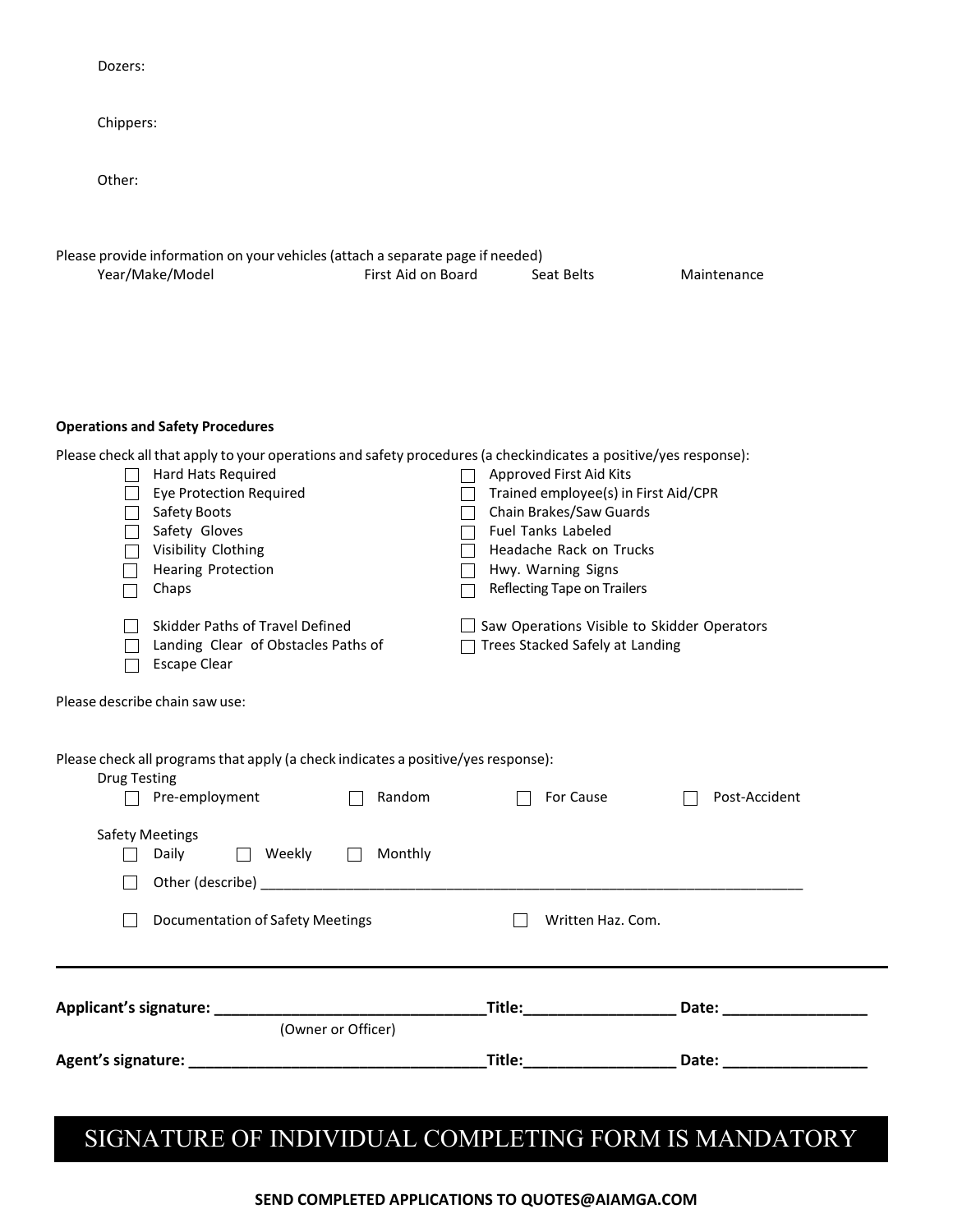Dozers:

Chippers:

Other:

Please provide information on your vehicles (attach a separate page if needed)

| Year/Make/Model | First Aid on Board | Seat Belts | Maintenance |
|---|---|---|---|
| | | | |

**Operations and Safety Procedures**

Please check all that apply to your operations and safety procedures (a checkindicates a positive/yes response):

- ☐ Hard Hats Required
- ☐ Eye Protection Required
- ☐ Safety Boots
- ☐ Safety Gloves
- ☐ Visibility Clothing
- ☐ Hearing Protection
- ☐ Chaps
- ☐ Approved First Aid Kits
- ☐ Trained employee(s) in First Aid/CPR
- ☐ Chain Brakes/Saw Guards
- ☐ Fuel Tanks Labeled
- ☐ Headache Rack on Trucks
- ☐ Hwy. Warning Signs
- ☐ Reflecting Tape on Trailers

- ☐ Skidder Paths of Travel Defined
- ☐ Landing Clear of Obstacles Paths of
- ☐ Escape Clear
- ☐ Saw Operations Visible to Skidder Operators
- ☐ Trees Stacked Safely at Landing

Please describe chain saw use:

Please check all programs that apply (a check indicates a positive/yes response):

Drug Testing

☐ Pre-employment ☐ Random ☐ For Cause ☐ Post-Accident

Safety Meetings

☐ Daily ☐ Weekly ☐ Monthly

☐ Other (describe) ________________________________________________________________________

☐ Documentation of Safety Meetings ☐ Written Haz. Com.

---

**Applicant's signature: _______________________________Title:_________________ Date: ________________**

(Owner or Officer)

**Agent's signature: __________________________________Title:_________________ Date: ________________**

SIGNATURE OF INDIVIDUAL COMPLETING FORM IS MANDATORY

**SEND COMPLETED APPLICATIONS TO QUOTES@AIAMGA.COM**